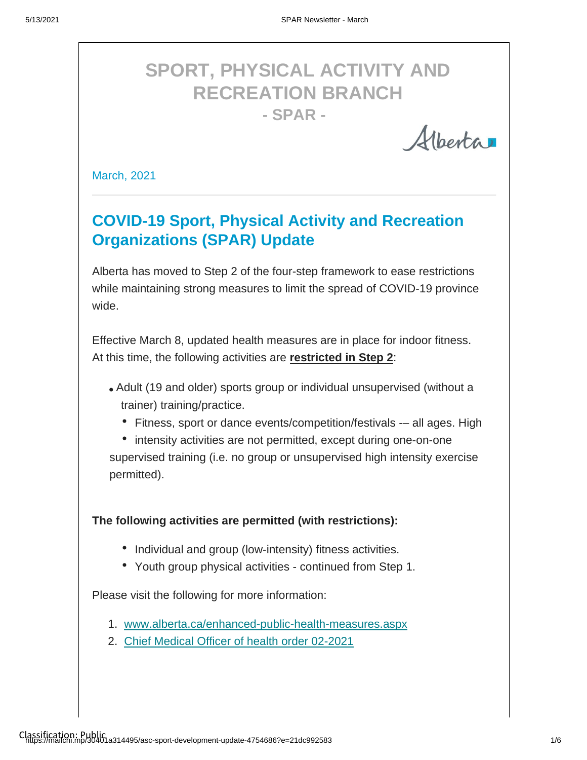# SPORT, PHYSICAL ACTIVITY AND RECREATION BRANCH

**- SPAR -**

Alberta

March, 2021

## COVID-19 Sport, Physical Activity and Recreation Organizations (SPAR) Update

Alberta has moved to Step 2 of the four-step framework to ease restrictions while maintaining strong measures to limit the spread of COVID-19 province wide.

Effective March 8, updated health measures are in place for indoor fitness. At this time, the following activities are **restricted in Step 2**:

- Adult (19 and older) sports group or individual unsupervised (without a trainer) training/practice.
- Fitness, sport or dance events/competition/festivals -– all ages. High
- intensity activities are not permitted, except during one-on-one supervised training (i.e. no group or unsupervised high intensity exercise permitted).

**The following activities are permitted (with restrictions):**

- Individual and group (low-intensity) fitness activities.
- Youth group physical activities - continued from Step 1.

Please visit the following for more information:

1. www.alberta.ca/enhanced-public-health-measures.aspx
2. Chief Medical Officer of health order 02-2021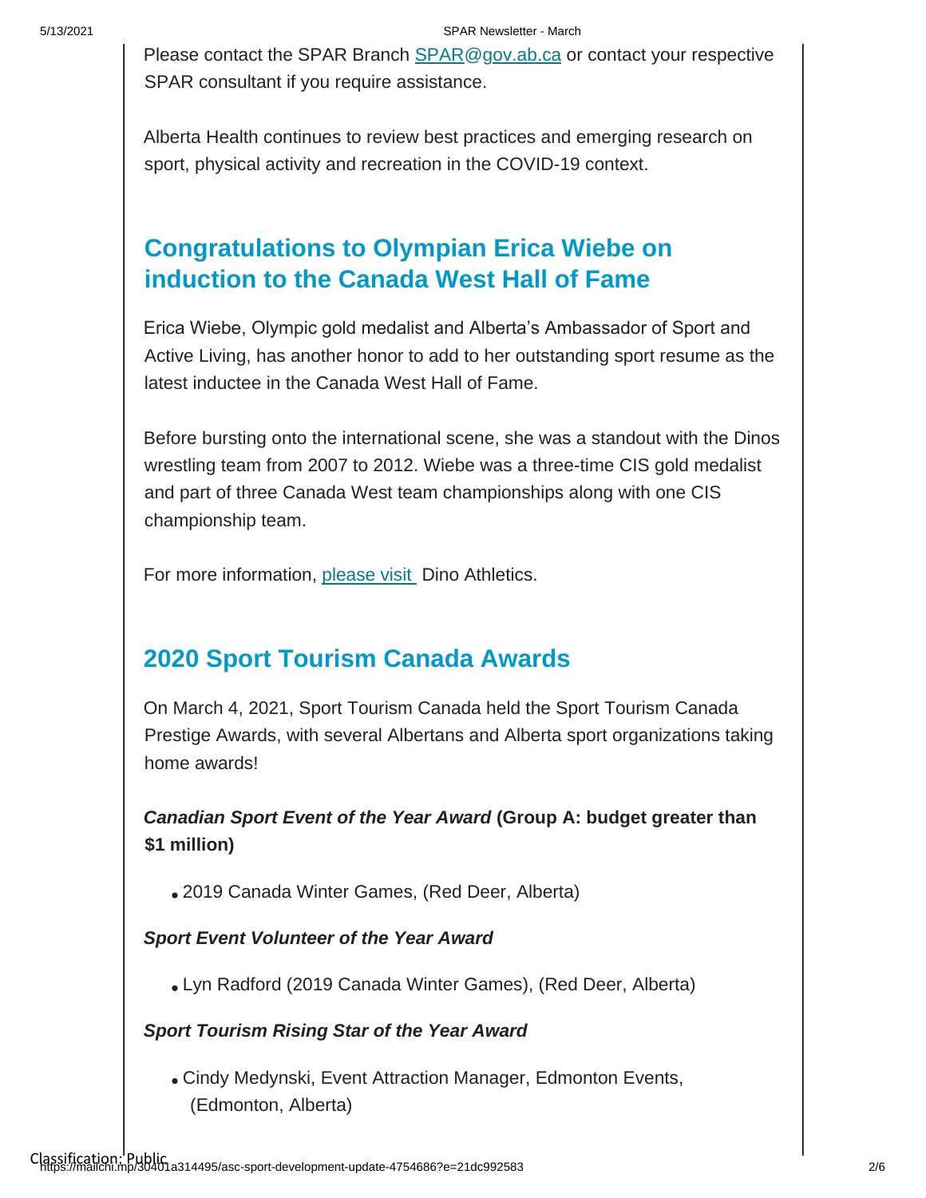Please contact the SPAR Branch [SPAR@gov.ab.ca](mailto:SPAR@gov.ab.ca) or contact your respective SPAR consultant if you require assistance.

Alberta Health continues to review best practices and emerging research on sport, physical activity and recreation in the COVID-19 context.

## Congratulations to Olympian Erica Wiebe on induction to the Canada West Hall of Fame

Erica Wiebe, Olympic gold medalist and Alberta's Ambassador of Sport and Active Living, has another honor to add to her outstanding sport resume as the latest inductee in the Canada West Hall of Fame.

Before bursting onto the international scene, she was a standout with the Dinos wrestling team from 2007 to 2012. Wiebe was a three-time CIS gold medalist and part of three Canada West team championships along with one CIS championship team.

For more information, please visit Dino Athletics.

## 2020 Sport Tourism Canada Awards

On March 4, 2021, Sport Tourism Canada held the Sport Tourism Canada Prestige Awards, with several Albertans and Alberta sport organizations taking home awards!

***Canadian Sport Event of the Year Award* (Group A: budget greater than $1 million)**

- 2019 Canada Winter Games, (Red Deer, Alberta)

***Sport Event Volunteer of the Year Award***

- Lyn Radford (2019 Canada Winter Games), (Red Deer, Alberta)

***Sport Tourism Rising Star of the Year Award***

- Cindy Medynski, Event Attraction Manager, Edmonton Events, (Edmonton, Alberta)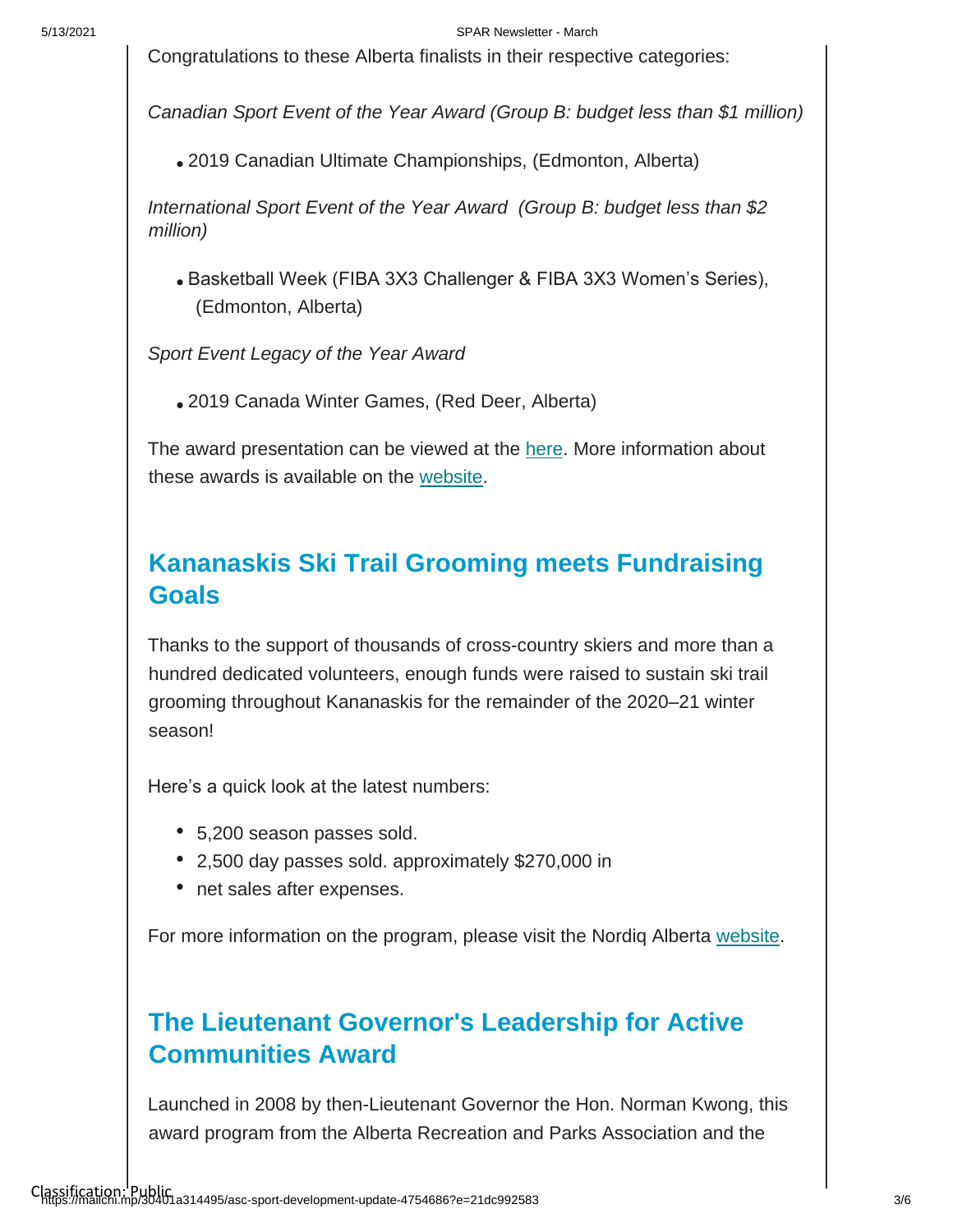Congratulations to these Alberta finalists in their respective categories:

*Canadian Sport Event of the Year Award (Group B: budget less than $1 million)*

- 2019 Canadian Ultimate Championships, (Edmonton, Alberta)

*International Sport Event of the Year Award (Group B: budget less than $2 million)*

- Basketball Week (FIBA 3X3 Challenger & FIBA 3X3 Women's Series), (Edmonton, Alberta)

*Sport Event Legacy of the Year Award*

- 2019 Canada Winter Games, (Red Deer, Alberta)

The award presentation can be viewed at the here. More information about these awards is available on the website.

## Kananaskis Ski Trail Grooming meets Fundraising Goals

Thanks to the support of thousands of cross-country skiers and more than a hundred dedicated volunteers, enough funds were raised to sustain ski trail grooming throughout Kananaskis for the remainder of the 2020–21 winter season!

Here's a quick look at the latest numbers:

- 5,200 season passes sold.
- 2,500 day passes sold. approximately $270,000 in
- net sales after expenses.

For more information on the program, please visit the Nordiq Alberta website.

## The Lieutenant Governor's Leadership for Active Communities Award

Launched in 2008 by then-Lieutenant Governor the Hon. Norman Kwong, this award program from the Alberta Recreation and Parks Association and the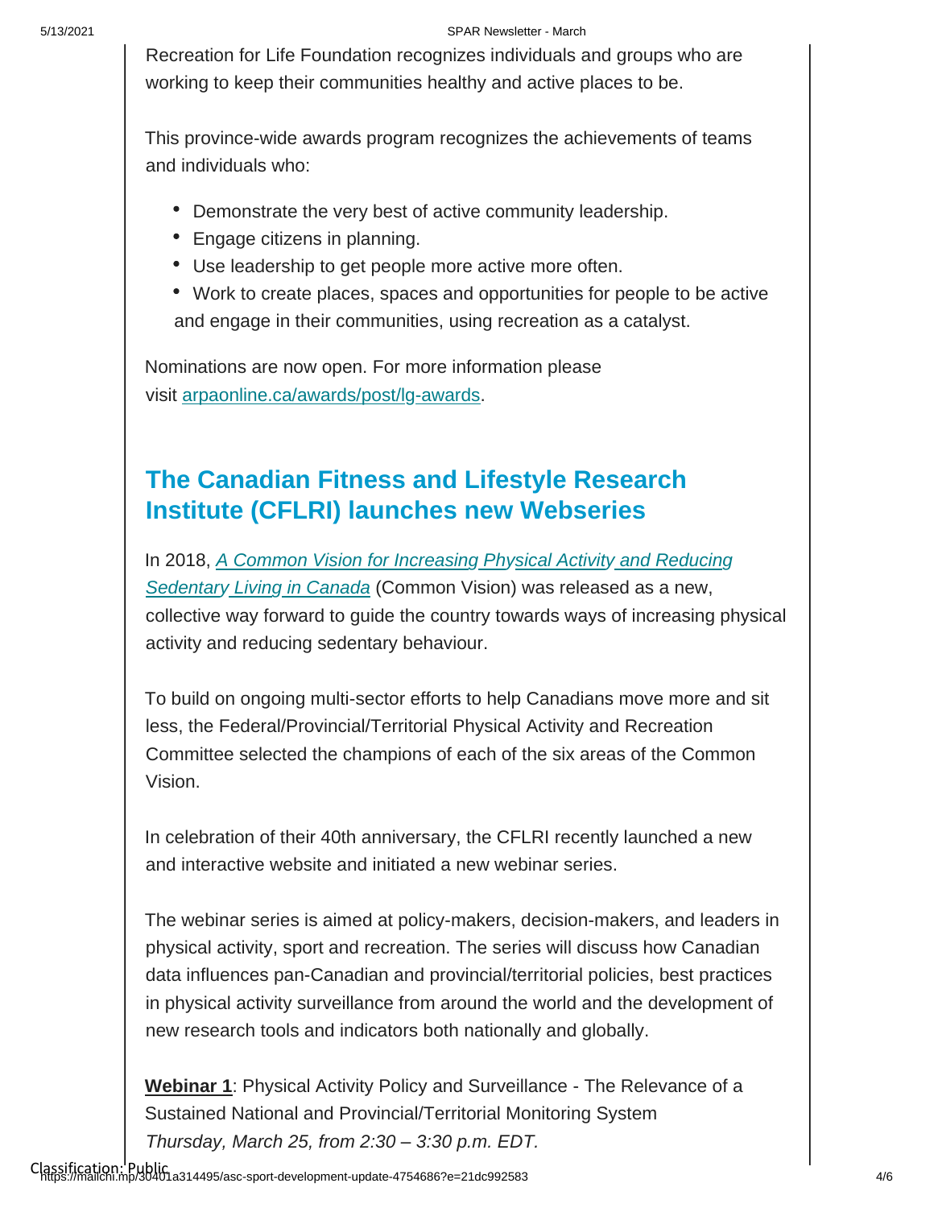Recreation for Life Foundation recognizes individuals and groups who are working to keep their communities healthy and active places to be.

This province-wide awards program recognizes the achievements of teams and individuals who:

- Demonstrate the very best of active community leadership.
- Engage citizens in planning.
- Use leadership to get people more active more often.
- Work to create places, spaces and opportunities for people to be active and engage in their communities, using recreation as a catalyst.

Nominations are now open. For more information please visit arpaonline.ca/awards/post/lg-awards.

## The Canadian Fitness and Lifestyle Research Institute (CFLRI) launches new Webseries

In 2018, *A Common Vision for Increasing Physical Activity and Reducing Sedentary Living in Canada* (Common Vision) was released as a new, collective way forward to guide the country towards ways of increasing physical activity and reducing sedentary behaviour.

To build on ongoing multi-sector efforts to help Canadians move more and sit less, the Federal/Provincial/Territorial Physical Activity and Recreation Committee selected the champions of each of the six areas of the Common Vision.

In celebration of their 40th anniversary, the CFLRI recently launched a new and interactive website and initiated a new webinar series.

The webinar series is aimed at policy-makers, decision-makers, and leaders in physical activity, sport and recreation. The series will discuss how Canadian data influences pan-Canadian and provincial/territorial policies, best practices in physical activity surveillance from around the world and the development of new research tools and indicators both nationally and globally.

**Webinar 1**: Physical Activity Policy and Surveillance - The Relevance of a Sustained National and Provincial/Territorial Monitoring System
*Thursday, March 25, from 2:30 – 3:30 p.m. EDT.*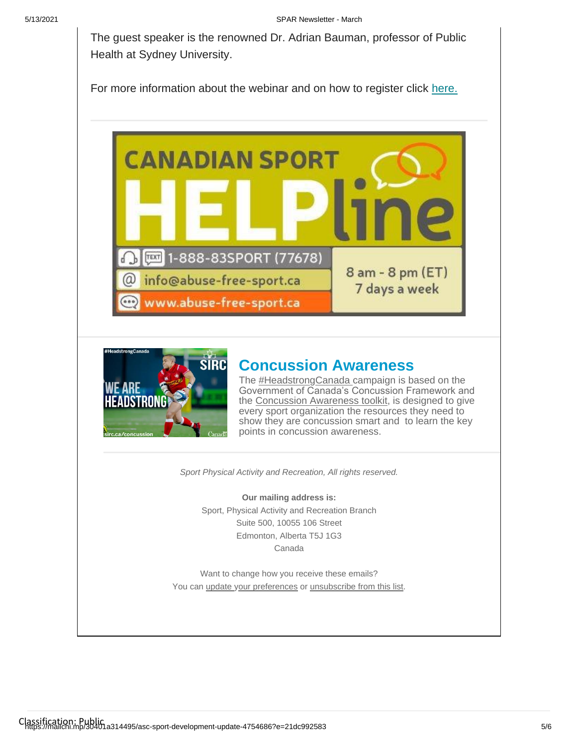The guest speaker is the renowned Dr. Adrian Bauman, professor of Public Health at Sydney University.

For more information about the webinar and on how to register click here.

---

CANADIAN SPORT HELPline

1-888-83SPORT (77678)

info@abuse-free-sport.ca

www.abuse-free-sport.ca

8 am - 8 pm (ET) 7 days a week

---

## Concussion Awareness

The #HeadstrongCanada campaign is based on the Government of Canada's Concussion Framework and the Concussion Awareness toolkit, is designed to give every sport organization the resources they need to show they are concussion smart and to learn the key points in concussion awareness.

---

*Sport Physical Activity and Recreation, All rights reserved.*

**Our mailing address is:**
Sport, Physical Activity and Recreation Branch
Suite 500, 10055 106 Street
Edmonton, Alberta T5J 1G3
Canada

Want to change how you receive these emails?
You can update your preferences or unsubscribe from this list.

Classification: Public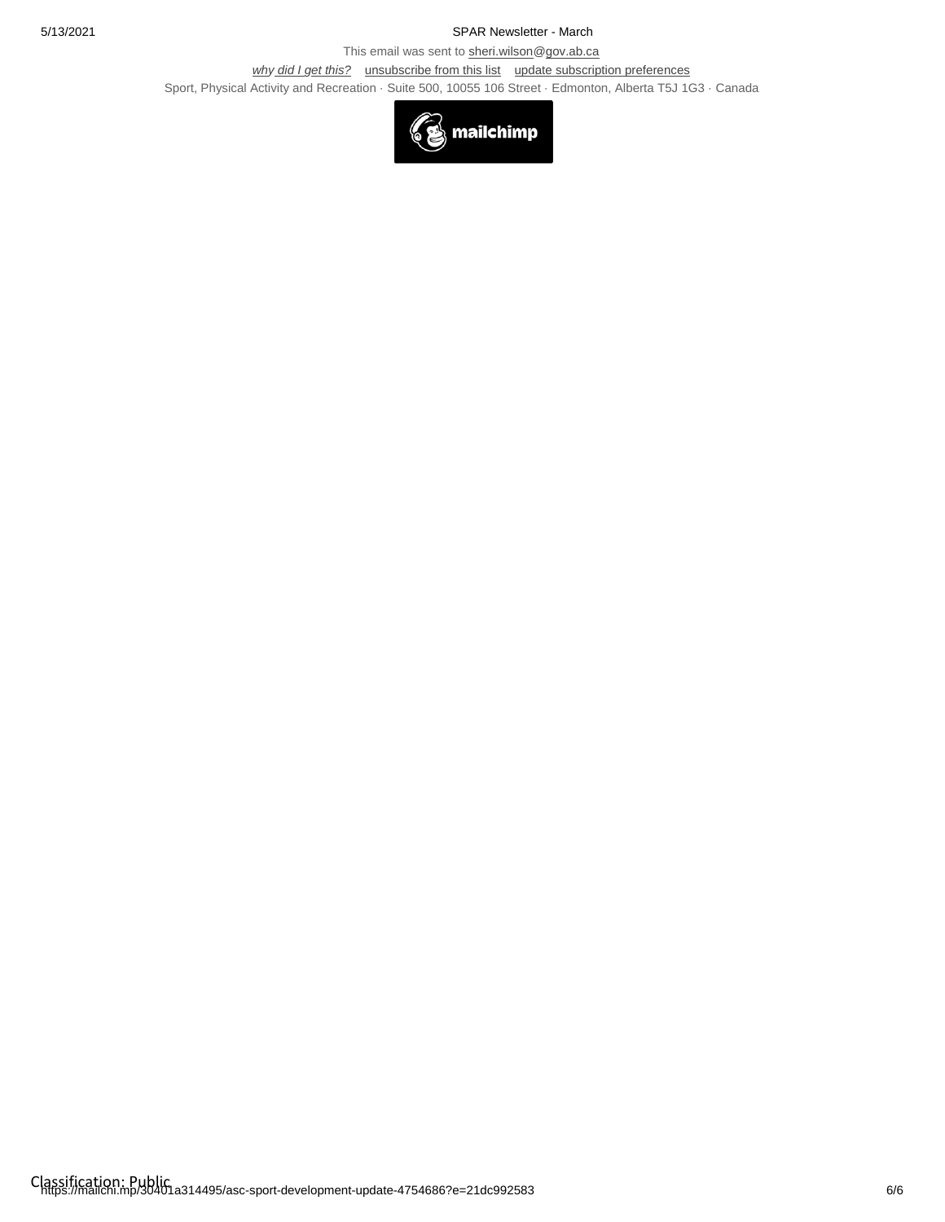This email was sent to sheri.wilson@gov.ab.ca

*why did I get this?*    unsubscribe from this list    update subscription preferences

Sport, Physical Activity and Recreation · Suite 500, 10055 106 Street · Edmonton, Alberta T5J 1G3 · Canada

mailchimp

Classification: Public